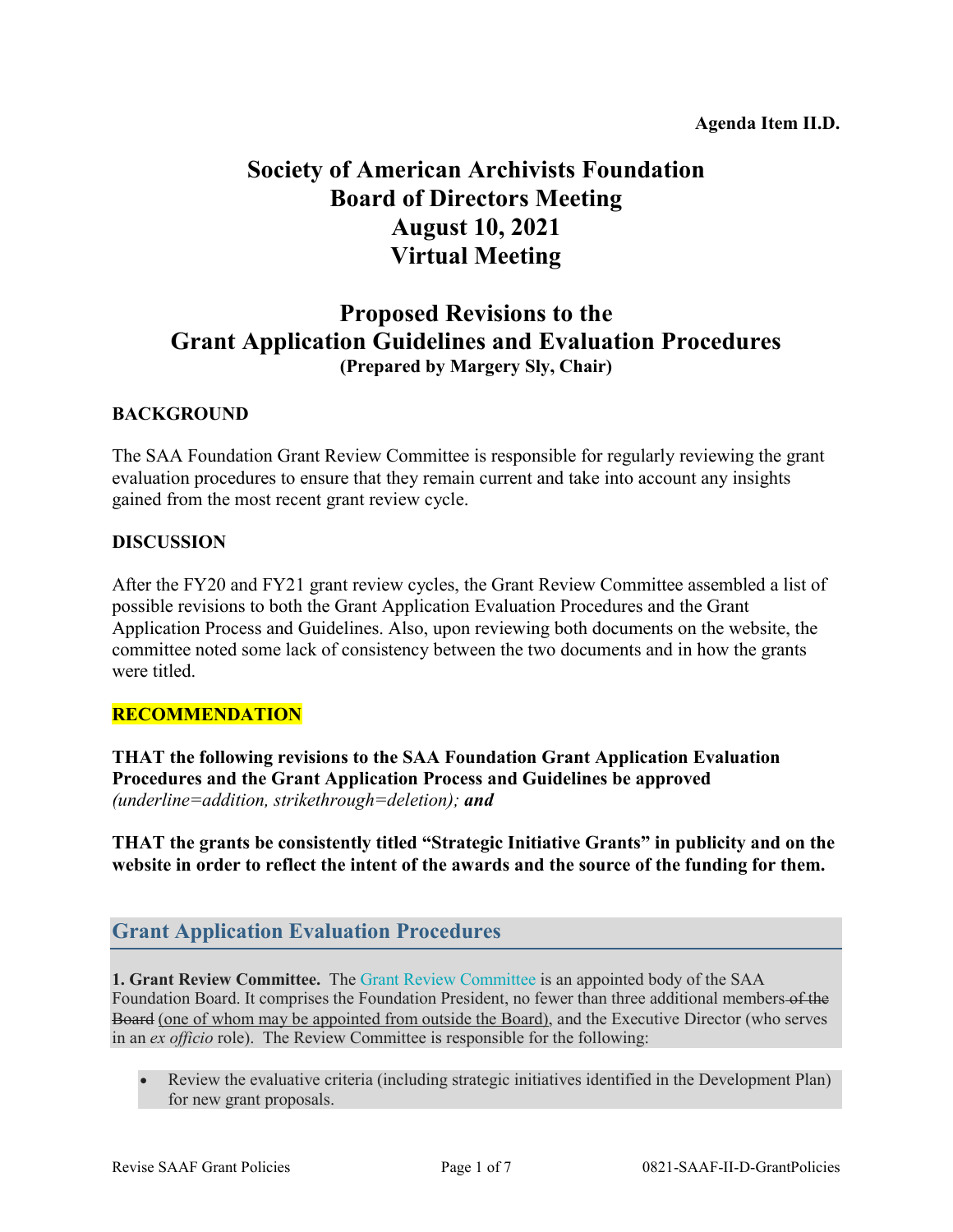**Agenda Item II.D.**

# Society of American Archivists Foundation
# Board of Directors Meeting
# August 10, 2021
# Virtual Meeting

## Proposed Revisions to the
## Grant Application Guidelines and Evaluation Procedures
**(Prepared by Margery Sly, Chair)**

**BACKGROUND**

The SAA Foundation Grant Review Committee is responsible for regularly reviewing the grant evaluation procedures to ensure that they remain current and take into account any insights gained from the most recent grant review cycle.

**DISCUSSION**

After the FY20 and FY21 grant review cycles, the Grant Review Committee assembled a list of possible revisions to both the Grant Application Evaluation Procedures and the Grant Application Process and Guidelines. Also, upon reviewing both documents on the website, the committee noted some lack of consistency between the two documents and in how the grants were titled.

**RECOMMENDATION**

**THAT the following revisions to the SAA Foundation Grant Application Evaluation Procedures and the Grant Application Process and Guidelines be approved** *(underline=addition, strikethrough=deletion);* ***and***

**THAT the grants be consistently titled "Strategic Initiative Grants" in publicity and on the website in order to reflect the intent of the awards and the source of the funding for them.**

## Grant Application Evaluation Procedures

**1. Grant Review Committee.** The Grant Review Committee is an appointed body of the SAA Foundation Board. It comprises the Foundation President, no fewer than three additional members ~~of the Board~~ <u>(one of whom may be appointed from outside the Board)</u>, and the Executive Director (who serves in an *ex officio* role). The Review Committee is responsible for the following:

- Review the evaluative criteria (including strategic initiatives identified in the Development Plan) for new grant proposals.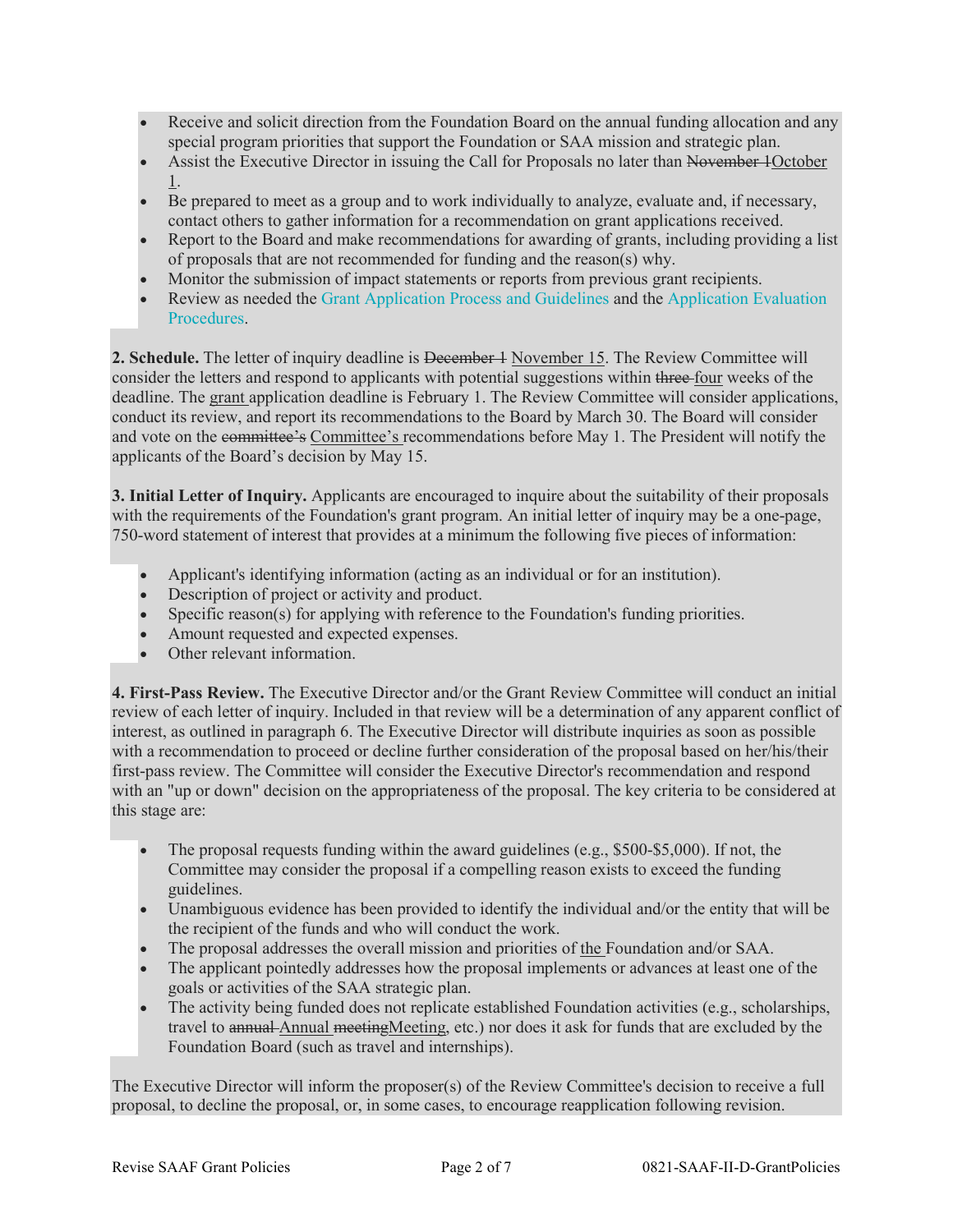- Receive and solicit direction from the Foundation Board on the annual funding allocation and any special program priorities that support the Foundation or SAA mission and strategic plan.
- Assist the Executive Director in issuing the Call for Proposals no later than ~~November 1~~October 1.
- Be prepared to meet as a group and to work individually to analyze, evaluate and, if necessary, contact others to gather information for a recommendation on grant applications received.
- Report to the Board and make recommendations for awarding of grants, including providing a list of proposals that are not recommended for funding and the reason(s) why.
- Monitor the submission of impact statements or reports from previous grant recipients.
- Review as needed the Grant Application Process and Guidelines and the Application Evaluation Procedures.

**2. Schedule.** The letter of inquiry deadline is ~~December 1~~ November 15. The Review Committee will consider the letters and respond to applicants with potential suggestions within ~~three~~ four weeks of the deadline. The grant application deadline is February 1. The Review Committee will consider applications, conduct its review, and report its recommendations to the Board by March 30. The Board will consider and vote on the ~~committee's~~ Committee's recommendations before May 1. The President will notify the applicants of the Board's decision by May 15.

**3. Initial Letter of Inquiry.** Applicants are encouraged to inquire about the suitability of their proposals with the requirements of the Foundation's grant program. An initial letter of inquiry may be a one-page, 750-word statement of interest that provides at a minimum the following five pieces of information:

- Applicant's identifying information (acting as an individual or for an institution).
- Description of project or activity and product.
- Specific reason(s) for applying with reference to the Foundation's funding priorities.
- Amount requested and expected expenses.
- Other relevant information.

**4. First-Pass Review.** The Executive Director and/or the Grant Review Committee will conduct an initial review of each letter of inquiry. Included in that review will be a determination of any apparent conflict of interest, as outlined in paragraph 6. The Executive Director will distribute inquiries as soon as possible with a recommendation to proceed or decline further consideration of the proposal based on her/his/their first-pass review. The Committee will consider the Executive Director's recommendation and respond with an "up or down" decision on the appropriateness of the proposal. The key criteria to be considered at this stage are:

- The proposal requests funding within the award guidelines (e.g., $500-$5,000). If not, the Committee may consider the proposal if a compelling reason exists to exceed the funding guidelines.
- Unambiguous evidence has been provided to identify the individual and/or the entity that will be the recipient of the funds and who will conduct the work.
- The proposal addresses the overall mission and priorities of the Foundation and/or SAA.
- The applicant pointedly addresses how the proposal implements or advances at least one of the goals or activities of the SAA strategic plan.
- The activity being funded does not replicate established Foundation activities (e.g., scholarships, travel to ~~annual~~ Annual ~~meeting~~Meeting, etc.) nor does it ask for funds that are excluded by the Foundation Board (such as travel and internships).

The Executive Director will inform the proposer(s) of the Review Committee's decision to receive a full proposal, to decline the proposal, or, in some cases, to encourage reapplication following revision.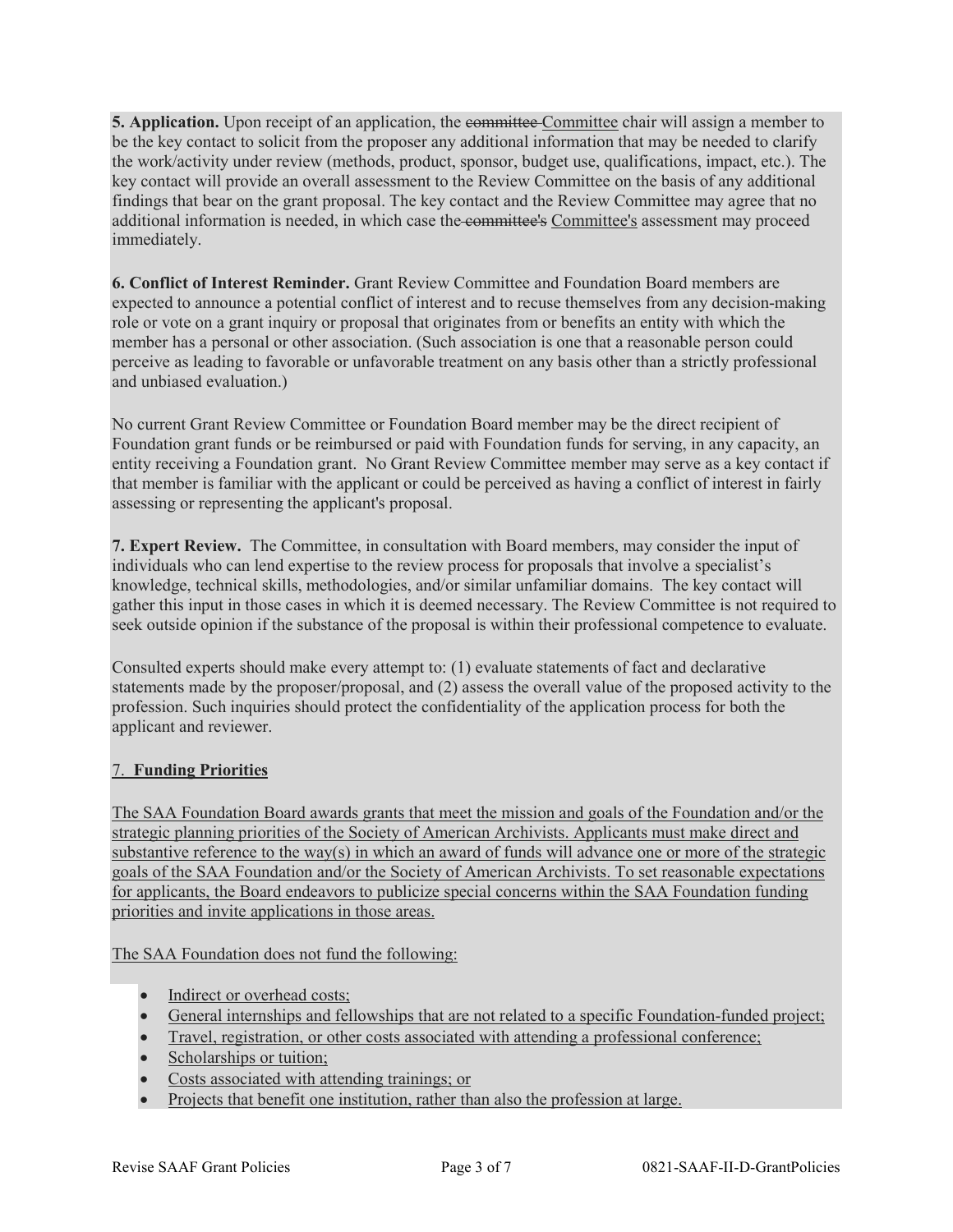**5. Application.** Upon receipt of an application, the ~~committee~~ Committee chair will assign a member to be the key contact to solicit from the proposer any additional information that may be needed to clarify the work/activity under review (methods, product, sponsor, budget use, qualifications, impact, etc.). The key contact will provide an overall assessment to the Review Committee on the basis of any additional findings that bear on the grant proposal. The key contact and the Review Committee may agree that no additional information is needed, in which case the ~~committee's~~ Committee's assessment may proceed immediately.

**6. Conflict of Interest Reminder.** Grant Review Committee and Foundation Board members are expected to announce a potential conflict of interest and to recuse themselves from any decision-making role or vote on a grant inquiry or proposal that originates from or benefits an entity with which the member has a personal or other association. (Such association is one that a reasonable person could perceive as leading to favorable or unfavorable treatment on any basis other than a strictly professional and unbiased evaluation.)

No current Grant Review Committee or Foundation Board member may be the direct recipient of Foundation grant funds or be reimbursed or paid with Foundation funds for serving, in any capacity, an entity receiving a Foundation grant. No Grant Review Committee member may serve as a key contact if that member is familiar with the applicant or could be perceived as having a conflict of interest in fairly assessing or representing the applicant's proposal.

**7. Expert Review.** The Committee, in consultation with Board members, may consider the input of individuals who can lend expertise to the review process for proposals that involve a specialist's knowledge, technical skills, methodologies, and/or similar unfamiliar domains. The key contact will gather this input in those cases in which it is deemed necessary. The Review Committee is not required to seek outside opinion if the substance of the proposal is within their professional competence to evaluate.

Consulted experts should make every attempt to: (1) evaluate statements of fact and declarative statements made by the proposer/proposal, and (2) assess the overall value of the proposed activity to the profession. Such inquiries should protect the confidentiality of the application process for both the applicant and reviewer.

<u>7. **Funding Priorities**</u>

<u>The SAA Foundation Board awards grants that meet the mission and goals of the Foundation and/or the strategic planning priorities of the Society of American Archivists. Applicants must make direct and substantive reference to the way(s) in which an award of funds will advance one or more of the strategic goals of the SAA Foundation and/or the Society of American Archivists. To set reasonable expectations for applicants, the Board endeavors to publicize special concerns within the SAA Foundation funding priorities and invite applications in those areas.</u>

<u>The SAA Foundation does not fund the following:</u>

- <u>Indirect or overhead costs;</u>
- <u>General internships and fellowships that are not related to a specific Foundation-funded project;</u>
- <u>Travel, registration, or other costs associated with attending a professional conference;</u>
- <u>Scholarships or tuition;</u>
- <u>Costs associated with attending trainings; or</u>
- <u>Projects that benefit one institution, rather than also the profession at large.</u>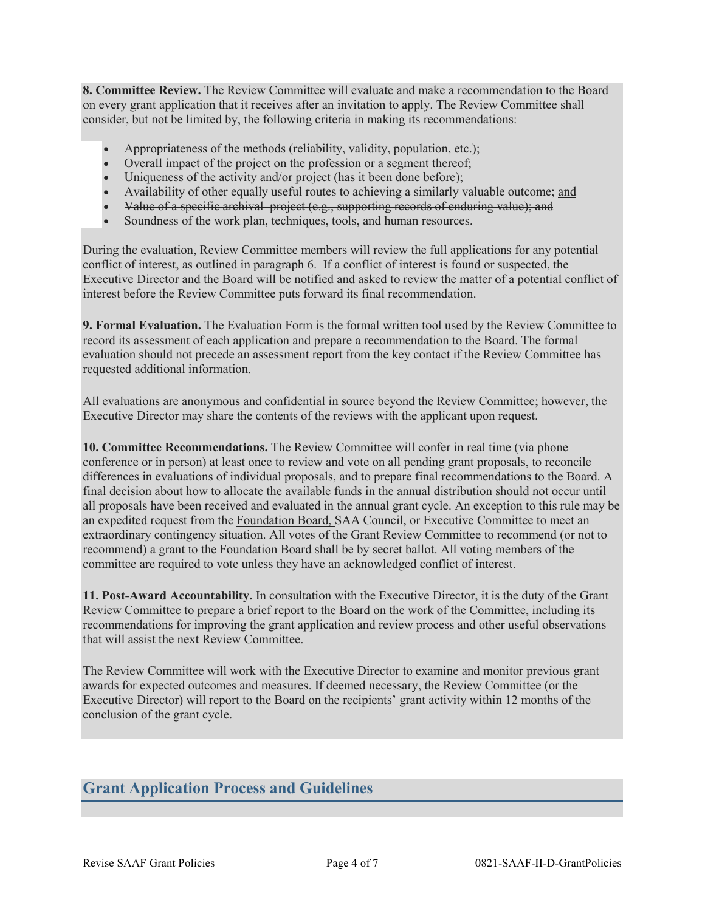**8. Committee Review.** The Review Committee will evaluate and make a recommendation to the Board on every grant application that it receives after an invitation to apply. The Review Committee shall consider, but not be limited by, the following criteria in making its recommendations:

- Appropriateness of the methods (reliability, validity, population, etc.);
- Overall impact of the project on the profession or a segment thereof;
- Uniqueness of the activity and/or project (has it been done before);
- Availability of other equally useful routes to achieving a similarly valuable outcome; <u>and</u>
- ~~Value of a specific archival project (e.g., supporting records of enduring value); and~~
- Soundness of the work plan, techniques, tools, and human resources.

During the evaluation, Review Committee members will review the full applications for any potential conflict of interest, as outlined in paragraph 6. If a conflict of interest is found or suspected, the Executive Director and the Board will be notified and asked to review the matter of a potential conflict of interest before the Review Committee puts forward its final recommendation.

**9. Formal Evaluation.** The Evaluation Form is the formal written tool used by the Review Committee to record its assessment of each application and prepare a recommendation to the Board. The formal evaluation should not precede an assessment report from the key contact if the Review Committee has requested additional information.

All evaluations are anonymous and confidential in source beyond the Review Committee; however, the Executive Director may share the contents of the reviews with the applicant upon request.

**10. Committee Recommendations.** The Review Committee will confer in real time (via phone conference or in person) at least once to review and vote on all pending grant proposals, to reconcile differences in evaluations of individual proposals, and to prepare final recommendations to the Board. A final decision about how to allocate the available funds in the annual distribution should not occur until all proposals have been received and evaluated in the annual grant cycle. An exception to this rule may be an expedited request from the <u>Foundation Board,</u> SAA Council, or Executive Committee to meet an extraordinary contingency situation. All votes of the Grant Review Committee to recommend (or not to recommend) a grant to the Foundation Board shall be by secret ballot. All voting members of the committee are required to vote unless they have an acknowledged conflict of interest.

**11. Post-Award Accountability.** In consultation with the Executive Director, it is the duty of the Grant Review Committee to prepare a brief report to the Board on the work of the Committee, including its recommendations for improving the grant application and review process and other useful observations that will assist the next Review Committee.

The Review Committee will work with the Executive Director to examine and monitor previous grant awards for expected outcomes and measures. If deemed necessary, the Review Committee (or the Executive Director) will report to the Board on the recipients' grant activity within 12 months of the conclusion of the grant cycle.

## Grant Application Process and Guidelines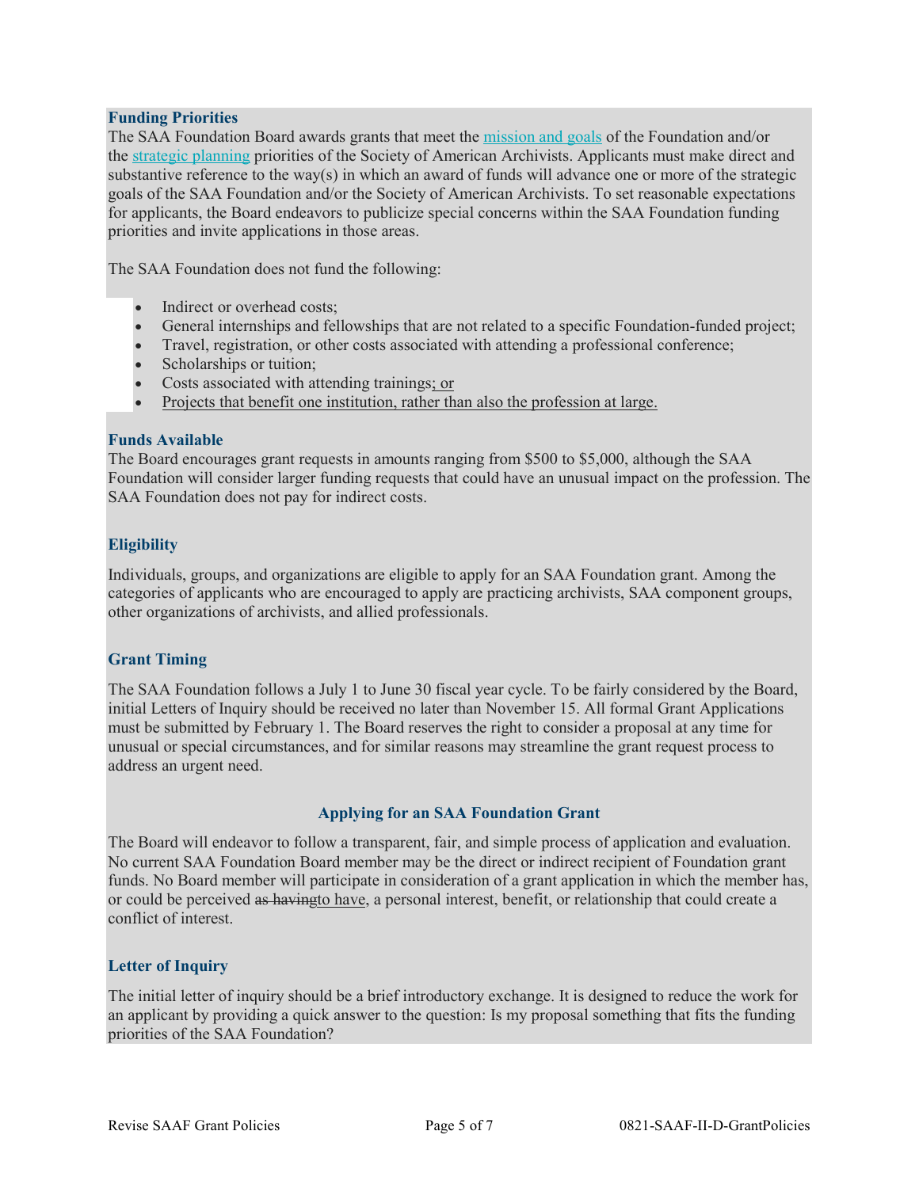### Funding Priorities

The SAA Foundation Board awards grants that meet the mission and goals of the Foundation and/or the strategic planning priorities of the Society of American Archivists. Applicants must make direct and substantive reference to the way(s) in which an award of funds will advance one or more of the strategic goals of the SAA Foundation and/or the Society of American Archivists. To set reasonable expectations for applicants, the Board endeavors to publicize special concerns within the SAA Foundation funding priorities and invite applications in those areas.

The SAA Foundation does not fund the following:

- Indirect or overhead costs;
- General internships and fellowships that are not related to a specific Foundation-funded project;
- Travel, registration, or other costs associated with attending a professional conference;
- Scholarships or tuition;
- Costs associated with attending trainings; or
- Projects that benefit one institution, rather than also the profession at large.

### Funds Available

The Board encourages grant requests in amounts ranging from $500 to $5,000, although the SAA Foundation will consider larger funding requests that could have an unusual impact on the profession. The SAA Foundation does not pay for indirect costs.

### Eligibility

Individuals, groups, and organizations are eligible to apply for an SAA Foundation grant. Among the categories of applicants who are encouraged to apply are practicing archivists, SAA component groups, other organizations of archivists, and allied professionals.

### Grant Timing

The SAA Foundation follows a July 1 to June 30 fiscal year cycle. To be fairly considered by the Board, initial Letters of Inquiry should be received no later than November 15. All formal Grant Applications must be submitted by February 1. The Board reserves the right to consider a proposal at any time for unusual or special circumstances, and for similar reasons may streamline the grant request process to address an urgent need.

## Applying for an SAA Foundation Grant

The Board will endeavor to follow a transparent, fair, and simple process of application and evaluation. No current SAA Foundation Board member may be the direct or indirect recipient of Foundation grant funds. No Board member will participate in consideration of a grant application in which the member has, or could be perceived ~~as having~~to have, a personal interest, benefit, or relationship that could create a conflict of interest.

### Letter of Inquiry

The initial letter of inquiry should be a brief introductory exchange. It is designed to reduce the work for an applicant by providing a quick answer to the question: Is my proposal something that fits the funding priorities of the SAA Foundation?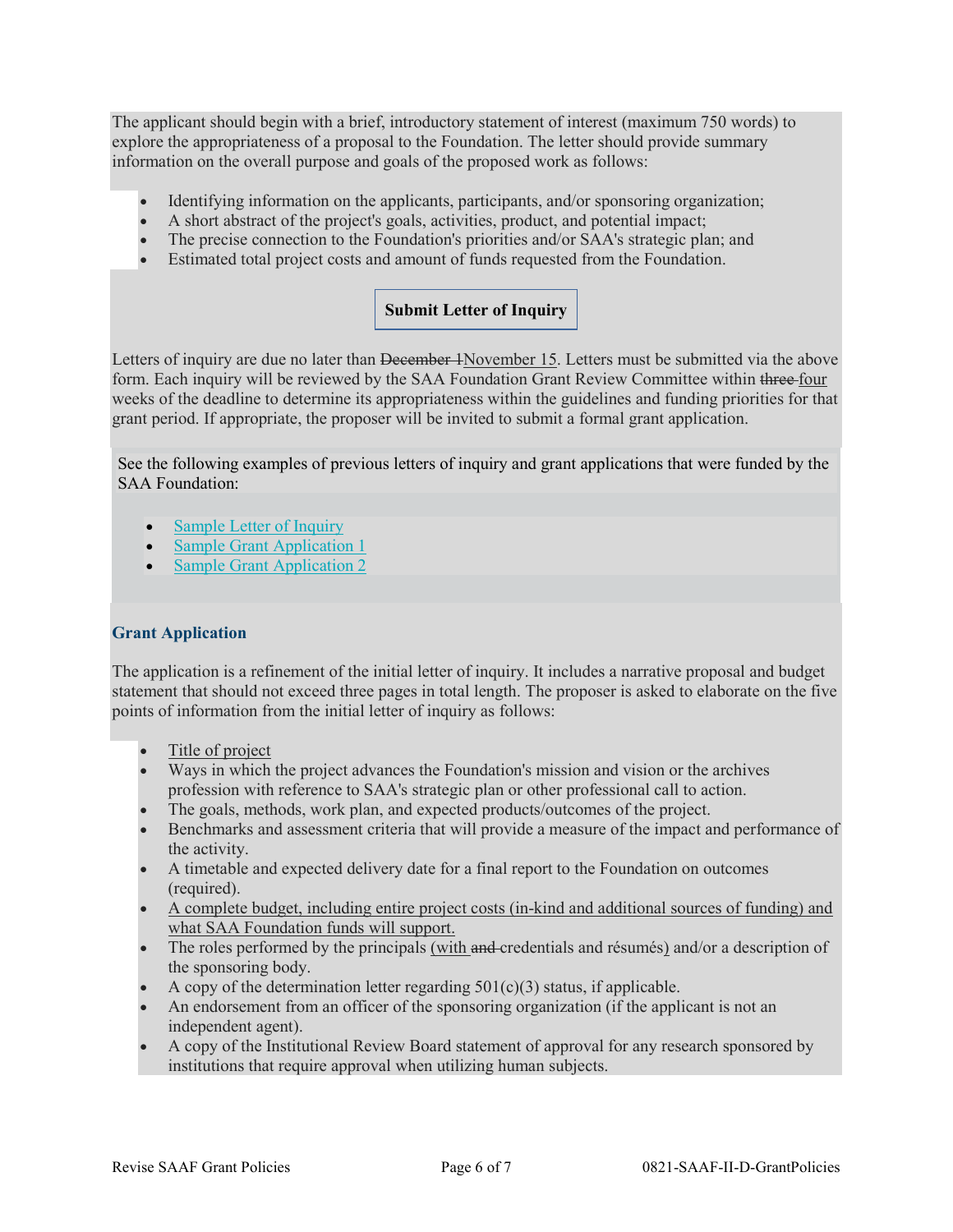The applicant should begin with a brief, introductory statement of interest (maximum 750 words) to explore the appropriateness of a proposal to the Foundation. The letter should provide summary information on the overall purpose and goals of the proposed work as follows:

- Identifying information on the applicants, participants, and/or sponsoring organization;
- A short abstract of the project's goals, activities, product, and potential impact;
- The precise connection to the Foundation's priorities and/or SAA's strategic plan; and
- Estimated total project costs and amount of funds requested from the Foundation.

**Submit Letter of Inquiry**

Letters of inquiry are due no later than ~~December 1~~November 15. Letters must be submitted via the above form. Each inquiry will be reviewed by the SAA Foundation Grant Review Committee within ~~three~~ four weeks of the deadline to determine its appropriateness within the guidelines and funding priorities for that grant period. If appropriate, the proposer will be invited to submit a formal grant application.

See the following examples of previous letters of inquiry and grant applications that were funded by the SAA Foundation:

- Sample Letter of Inquiry
- Sample Grant Application 1
- Sample Grant Application 2

### Grant Application

The application is a refinement of the initial letter of inquiry. It includes a narrative proposal and budget statement that should not exceed three pages in total length. The proposer is asked to elaborate on the five points of information from the initial letter of inquiry as follows:

- Title of project
- Ways in which the project advances the Foundation's mission and vision or the archives profession with reference to SAA's strategic plan or other professional call to action.
- The goals, methods, work plan, and expected products/outcomes of the project.
- Benchmarks and assessment criteria that will provide a measure of the impact and performance of the activity.
- A timetable and expected delivery date for a final report to the Foundation on outcomes (required).
- A complete budget, including entire project costs (in-kind and additional sources of funding) and what SAA Foundation funds will support.
- The roles performed by the principals (with ~~and~~ credentials and résumés) and/or a description of the sponsoring body.
- A copy of the determination letter regarding 501(c)(3) status, if applicable.
- An endorsement from an officer of the sponsoring organization (if the applicant is not an independent agent).
- A copy of the Institutional Review Board statement of approval for any research sponsored by institutions that require approval when utilizing human subjects.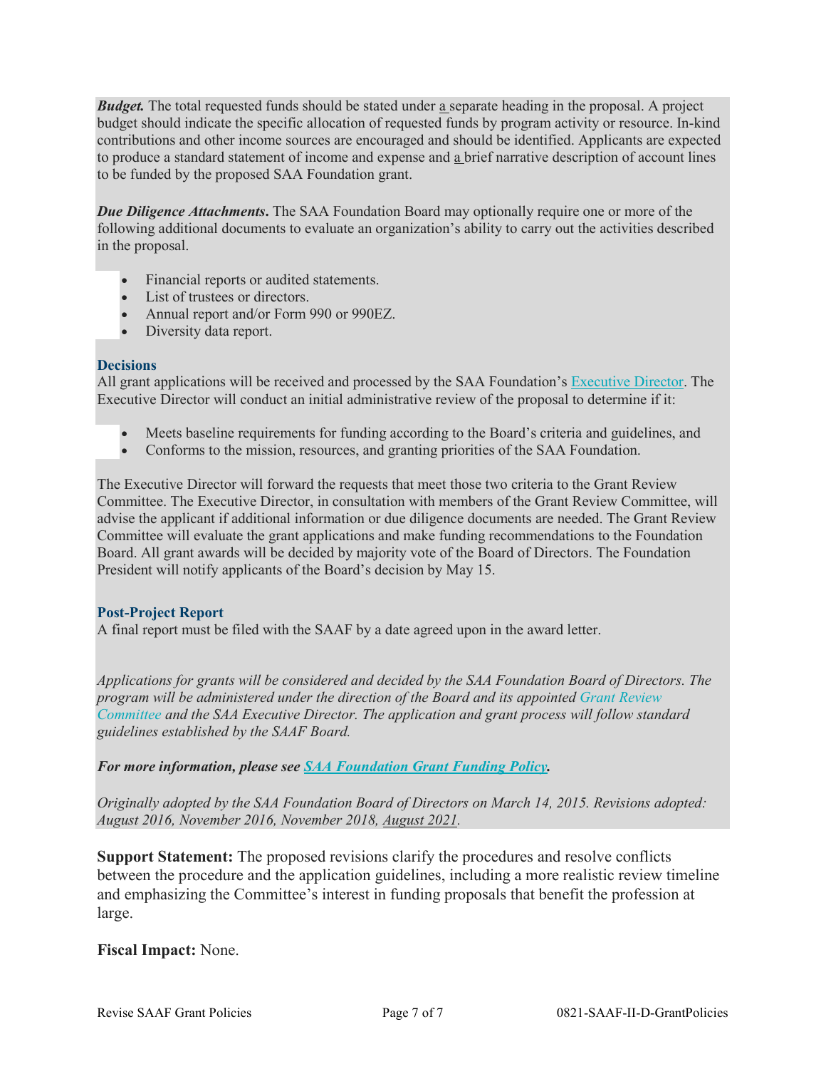***Budget.*** The total requested funds should be stated under a separate heading in the proposal. A project budget should indicate the specific allocation of requested funds by program activity or resource. In-kind contributions and other income sources are encouraged and should be identified. Applicants are expected to produce a standard statement of income and expense and a brief narrative description of account lines to be funded by the proposed SAA Foundation grant.

***Due Diligence Attachments*****.** The SAA Foundation Board may optionally require one or more of the following additional documents to evaluate an organization's ability to carry out the activities described in the proposal.

- Financial reports or audited statements.
- List of trustees or directors.
- Annual report and/or Form 990 or 990EZ.
- Diversity data report.

**Decisions**

All grant applications will be received and processed by the SAA Foundation's Executive Director. The Executive Director will conduct an initial administrative review of the proposal to determine if it:

- Meets baseline requirements for funding according to the Board's criteria and guidelines, and
- Conforms to the mission, resources, and granting priorities of the SAA Foundation.

The Executive Director will forward the requests that meet those two criteria to the Grant Review Committee. The Executive Director, in consultation with members of the Grant Review Committee, will advise the applicant if additional information or due diligence documents are needed. The Grant Review Committee will evaluate the grant applications and make funding recommendations to the Foundation Board. All grant awards will be decided by majority vote of the Board of Directors. The Foundation President will notify applicants of the Board's decision by May 15.

**Post-Project Report**

A final report must be filed with the SAAF by a date agreed upon in the award letter.

*Applications for grants will be considered and decided by the SAA Foundation Board of Directors. The program will be administered under the direction of the Board and its appointed Grant Review Committee and the SAA Executive Director. The application and grant process will follow standard guidelines established by the SAAF Board.*

***For more information, please see SAA Foundation Grant Funding Policy.***

*Originally adopted by the SAA Foundation Board of Directors on March 14, 2015. Revisions adopted: August 2016, November 2016, November 2018, August 2021.*

**Support Statement:** The proposed revisions clarify the procedures and resolve conflicts between the procedure and the application guidelines, including a more realistic review timeline and emphasizing the Committee's interest in funding proposals that benefit the profession at large.

**Fiscal Impact:** None.